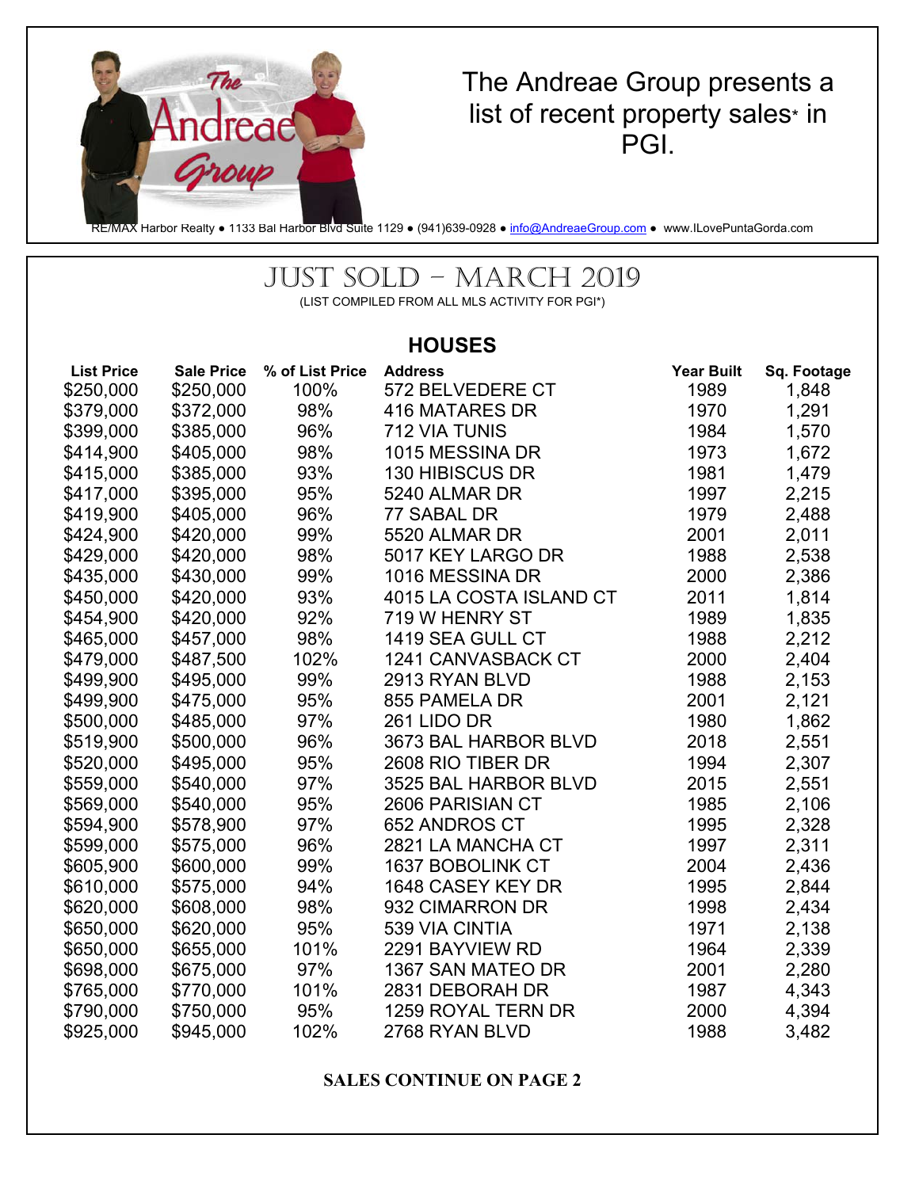The Andreae Group presents a list of recent property sales* in PGI.

RE/MAX Harbor Realty ● 1133 Bal Harbor Blvd Suite 1129 ● (941)639-0928 ● info@AndreaeGroup.com ● www.ILovePuntaGorda.com

# JUST SOLD – MARCH 2019

(LIST COMPILED FROM ALL MLS ACTIVITY FOR PGI*)

## HOUSES

| List Price | Sale Price | % of List Price | Address | Year Built | Sq. Footage |
|---|---|---|---|---|---|
| $250,000 | $250,000 | 100% | 572 BELVEDERE CT | 1989 | 1,848 |
| $379,000 | $372,000 | 98% | 416 MATARES DR | 1970 | 1,291 |
| $399,000 | $385,000 | 96% | 712 VIA TUNIS | 1984 | 1,570 |
| $414,900 | $405,000 | 98% | 1015 MESSINA DR | 1973 | 1,672 |
| $415,000 | $385,000 | 93% | 130 HIBISCUS DR | 1981 | 1,479 |
| $417,000 | $395,000 | 95% | 5240 ALMAR DR | 1997 | 2,215 |
| $419,900 | $405,000 | 96% | 77 SABAL DR | 1979 | 2,488 |
| $424,900 | $420,000 | 99% | 5520 ALMAR DR | 2001 | 2,011 |
| $429,000 | $420,000 | 98% | 5017 KEY LARGO DR | 1988 | 2,538 |
| $435,000 | $430,000 | 99% | 1016 MESSINA DR | 2000 | 2,386 |
| $450,000 | $420,000 | 93% | 4015 LA COSTA ISLAND CT | 2011 | 1,814 |
| $454,900 | $420,000 | 92% | 719 W HENRY ST | 1989 | 1,835 |
| $465,000 | $457,000 | 98% | 1419 SEA GULL CT | 1988 | 2,212 |
| $479,000 | $487,500 | 102% | 1241 CANVASBACK CT | 2000 | 2,404 |
| $499,900 | $495,000 | 99% | 2913 RYAN BLVD | 1988 | 2,153 |
| $499,900 | $475,000 | 95% | 855 PAMELA DR | 2001 | 2,121 |
| $500,000 | $485,000 | 97% | 261 LIDO DR | 1980 | 1,862 |
| $519,900 | $500,000 | 96% | 3673 BAL HARBOR BLVD | 2018 | 2,551 |
| $520,000 | $495,000 | 95% | 2608 RIO TIBER DR | 1994 | 2,307 |
| $559,000 | $540,000 | 97% | 3525 BAL HARBOR BLVD | 2015 | 2,551 |
| $569,000 | $540,000 | 95% | 2606 PARISIAN CT | 1985 | 2,106 |
| $594,900 | $578,900 | 97% | 652 ANDROS CT | 1995 | 2,328 |
| $599,000 | $575,000 | 96% | 2821 LA MANCHA CT | 1997 | 2,311 |
| $605,900 | $600,000 | 99% | 1637 BOBOLINK CT | 2004 | 2,436 |
| $610,000 | $575,000 | 94% | 1648 CASEY KEY DR | 1995 | 2,844 |
| $620,000 | $608,000 | 98% | 932 CIMARRON DR | 1998 | 2,434 |
| $650,000 | $620,000 | 95% | 539 VIA CINTIA | 1971 | 2,138 |
| $650,000 | $655,000 | 101% | 2291 BAYVIEW RD | 1964 | 2,339 |
| $698,000 | $675,000 | 97% | 1367 SAN MATEO DR | 2001 | 2,280 |
| $765,000 | $770,000 | 101% | 2831 DEBORAH DR | 1987 | 4,343 |
| $790,000 | $750,000 | 95% | 1259 ROYAL TERN DR | 2000 | 4,394 |
| $925,000 | $945,000 | 102% | 2768 RYAN BLVD | 1988 | 3,482 |

**SALES CONTINUE ON PAGE 2**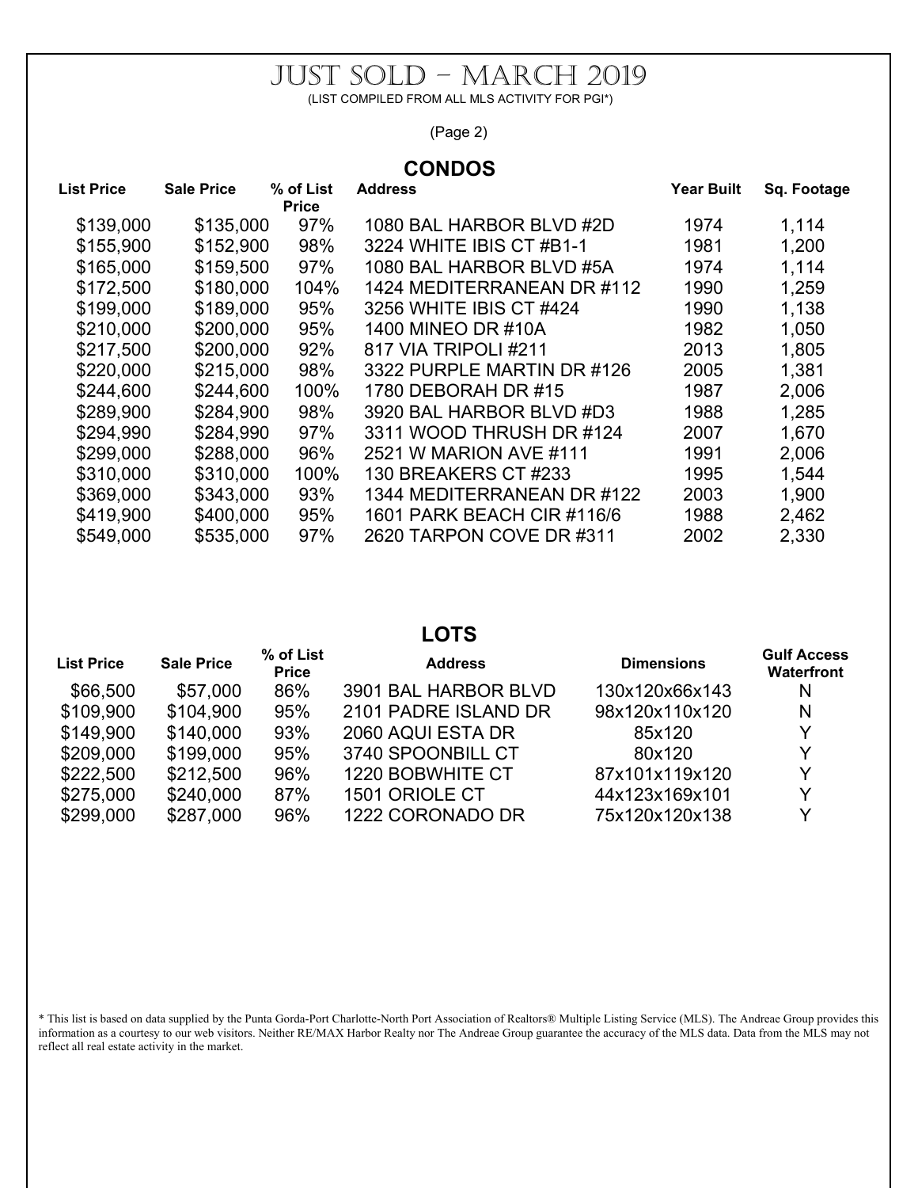# JUST SOLD – MARCH 2019

(LIST COMPILED FROM ALL MLS ACTIVITY FOR PGI*)

(Page 2)

## CONDOS

| List Price | Sale Price | % of List Price | Address | Year Built | Sq. Footage |
|---|---|---|---|---|---|
| $139,000 | $135,000 | 97% | 1080 BAL HARBOR BLVD #2D | 1974 | 1,114 |
| $155,900 | $152,900 | 98% | 3224 WHITE IBIS CT #B1-1 | 1981 | 1,200 |
| $165,000 | $159,500 | 97% | 1080 BAL HARBOR BLVD #5A | 1974 | 1,114 |
| $172,500 | $180,000 | 104% | 1424 MEDITERRANEAN DR #112 | 1990 | 1,259 |
| $199,000 | $189,000 | 95% | 3256 WHITE IBIS CT #424 | 1990 | 1,138 |
| $210,000 | $200,000 | 95% | 1400 MINEO DR #10A | 1982 | 1,050 |
| $217,500 | $200,000 | 92% | 817 VIA TRIPOLI #211 | 2013 | 1,805 |
| $220,000 | $215,000 | 98% | 3322 PURPLE MARTIN DR #126 | 2005 | 1,381 |
| $244,600 | $244,600 | 100% | 1780 DEBORAH DR #15 | 1987 | 2,006 |
| $289,900 | $284,900 | 98% | 3920 BAL HARBOR BLVD #D3 | 1988 | 1,285 |
| $294,990 | $284,990 | 97% | 3311 WOOD THRUSH DR #124 | 2007 | 1,670 |
| $299,000 | $288,000 | 96% | 2521 W MARION AVE #111 | 1991 | 2,006 |
| $310,000 | $310,000 | 100% | 130 BREAKERS CT #233 | 1995 | 1,544 |
| $369,000 | $343,000 | 93% | 1344 MEDITERRANEAN DR #122 | 2003 | 1,900 |
| $419,900 | $400,000 | 95% | 1601 PARK BEACH CIR #116/6 | 1988 | 2,462 |
| $549,000 | $535,000 | 97% | 2620 TARPON COVE DR #311 | 2002 | 2,330 |

## LOTS

| List Price | Sale Price | % of List Price | Address | Dimensions | Gulf Access Waterfront |
|---|---|---|---|---|---|
| $66,500 | $57,000 | 86% | 3901 BAL HARBOR BLVD | 130x120x66x143 | N |
| $109,900 | $104,900 | 95% | 2101 PADRE ISLAND DR | 98x120x110x120 | N |
| $149,900 | $140,000 | 93% | 2060 AQUI ESTA DR | 85x120 | Y |
| $209,000 | $199,000 | 95% | 3740 SPOONBILL CT | 80x120 | Y |
| $222,500 | $212,500 | 96% | 1220 BOBWHITE CT | 87x101x119x120 | Y |
| $275,000 | $240,000 | 87% | 1501 ORIOLE CT | 44x123x169x101 | Y |
| $299,000 | $287,000 | 96% | 1222 CORONADO DR | 75x120x120x138 | Y |

* This list is based on data supplied by the Punta Gorda-Port Charlotte-North Port Association of Realtors® Multiple Listing Service (MLS). The Andreae Group provides this information as a courtesy to our web visitors. Neither RE/MAX Harbor Realty nor The Andreae Group guarantee the accuracy of the MLS data. Data from the MLS may not reflect all real estate activity in the market.